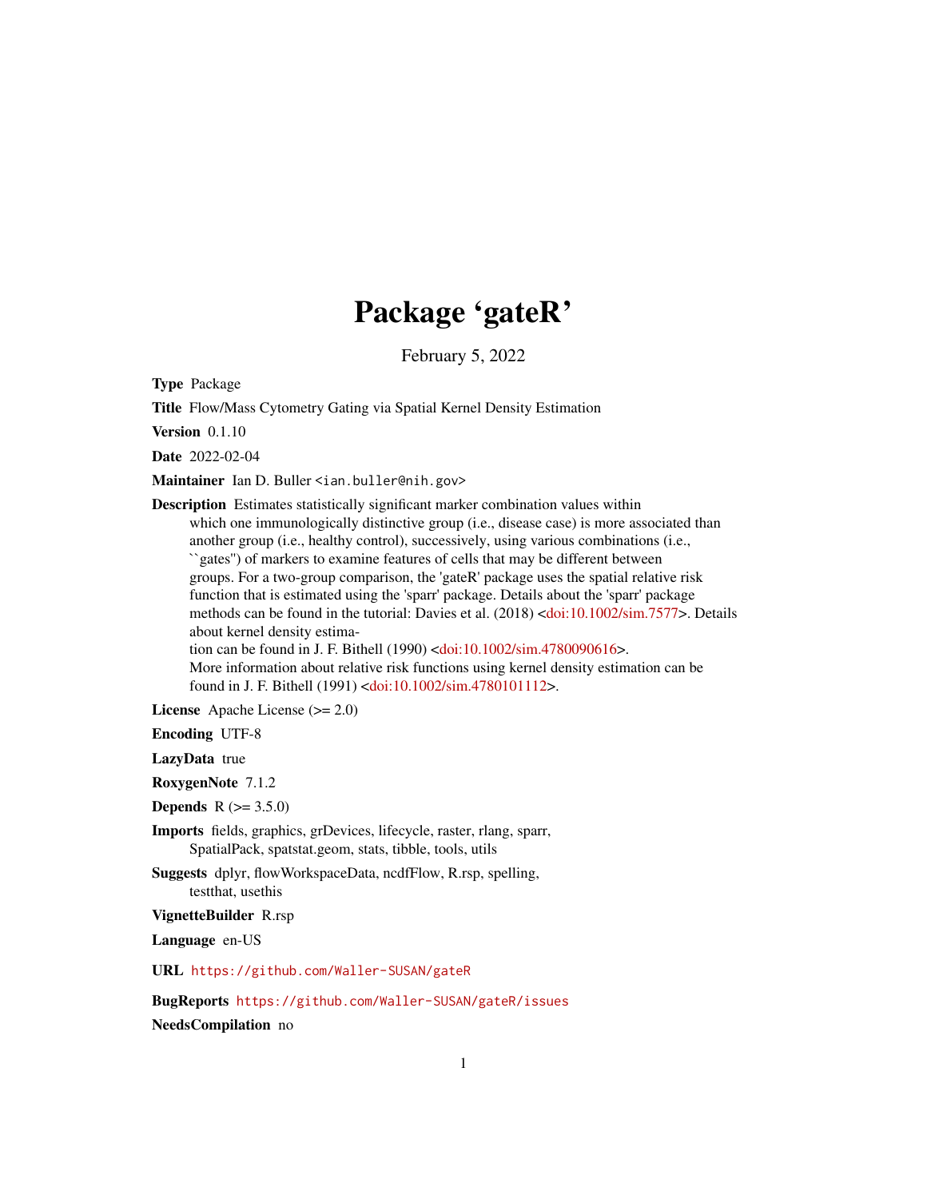# Package 'gateR'

February 5, 2022

**Type** Package

**Title** Flow/Mass Cytometry Gating via Spatial Kernel Density Estimation

**Version** 0.1.10

**Date** 2022-02-04

**Maintainer** Ian D. Buller <ian.buller@nih.gov>

**Description** Estimates statistically significant marker combination values within which one immunologically distinctive group (i.e., disease case) is more associated than another group (i.e., healthy control), successively, using various combinations (i.e., ``gates'') of markers to examine features of cells that may be different between groups. For a two-group comparison, the 'gateR' package uses the spatial relative risk function that is estimated using the 'sparr' package. Details about the 'sparr' package methods can be found in the tutorial: Davies et al. (2018) <doi:10.1002/sim.7577>. Details about kernel density estimation can be found in J. F. Bithell (1990) <doi:10.1002/sim.4780090616>. More information about relative risk functions using kernel density estimation can be found in J. F. Bithell (1991) <doi:10.1002/sim.4780101112>.

**License** Apache License (>= 2.0)

**Encoding** UTF-8

**LazyData** true

**RoxygenNote** 7.1.2

**Depends** R (>= 3.5.0)

**Imports** fields, graphics, grDevices, lifecycle, raster, rlang, sparr, SpatialPack, spatstat.geom, stats, tibble, tools, utils

**Suggests** dplyr, flowWorkspaceData, ncdfFlow, R.rsp, spelling, testthat, usethis

**VignetteBuilder** R.rsp

**Language** en-US

**URL** https://github.com/Waller-SUSAN/gateR

**BugReports** https://github.com/Waller-SUSAN/gateR/issues

**NeedsCompilation** no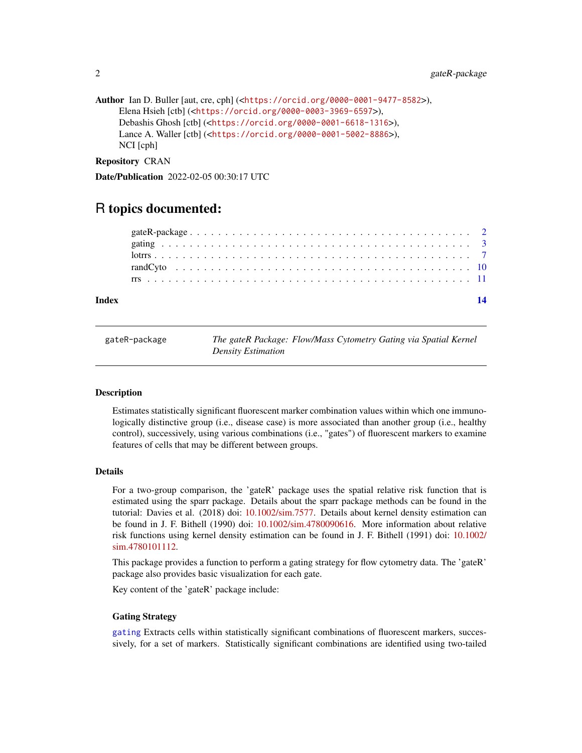**Author** Ian D. Buller [aut, cre, cph] (<https://orcid.org/0000-0001-9477-8582>),
Elena Hsieh [ctb] (<https://orcid.org/0000-0003-3969-6597>),
Debashis Ghosh [ctb] (<https://orcid.org/0000-0001-6618-1316>),
Lance A. Waller [ctb] (<https://orcid.org/0000-0001-5002-8886>),
NCI [cph]

**Repository** CRAN

**Date/Publication** 2022-02-05 00:30:17 UTC

# R topics documented:

- gateR-package . . . . . . . . . . . . . . . . . . . . . . . . . . . . . . . . . . . . 2
- gating . . . . . . . . . . . . . . . . . . . . . . . . . . . . . . . . . . . . . . . . 3
- lotrrs . . . . . . . . . . . . . . . . . . . . . . . . . . . . . . . . . . . . . . . . 7
- randCyto . . . . . . . . . . . . . . . . . . . . . . . . . . . . . . . . . . . . . . . 10
- rrs . . . . . . . . . . . . . . . . . . . . . . . . . . . . . . . . . . . . . . . . . . 11

**Index** 14

---

`gateR-package` *The gateR Package: Flow/Mass Cytometry Gating via Spatial Kernel Density Estimation*

---

### Description

Estimates statistically significant fluorescent marker combination values within which one immunologically distinctive group (i.e., disease case) is more associated than another group (i.e., healthy control), successively, using various combinations (i.e., "gates") of fluorescent markers to examine features of cells that may be different between groups.

### Details

For a two-group comparison, the 'gateR' package uses the spatial relative risk function that is estimated using the sparr package. Details about the sparr package methods can be found in the tutorial: Davies et al. (2018) doi: 10.1002/sim.7577. Details about kernel density estimation can be found in J. F. Bithell (1990) doi: 10.1002/sim.4780090616. More information about relative risk functions using kernel density estimation can be found in J. F. Bithell (1991) doi: 10.1002/sim.4780101112.

This package provides a function to perform a gating strategy for flow cytometry data. The 'gateR' package also provides basic visualization for each gate.

Key content of the 'gateR' package include:

#### Gating Strategy

gating Extracts cells within statistically significant combinations of fluorescent markers, successively, for a set of markers. Statistically significant combinations are identified using two-tailed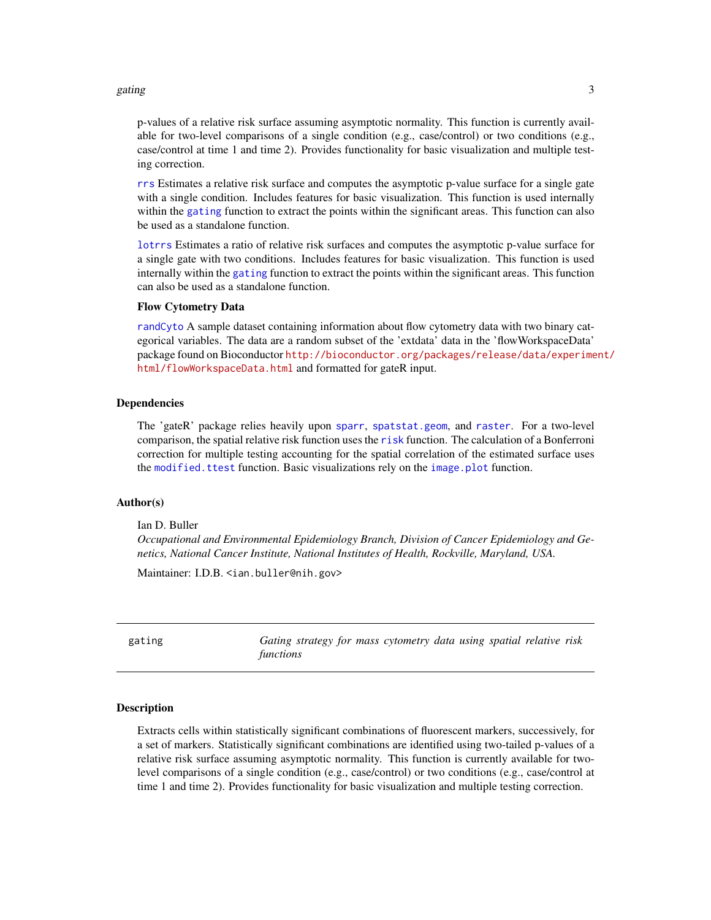p-values of a relative risk surface assuming asymptotic normality. This function is currently available for two-level comparisons of a single condition (e.g., case/control) or two conditions (e.g., case/control at time 1 and time 2). Provides functionality for basic visualization and multiple testing correction.

`rrs` Estimates a relative risk surface and computes the asymptotic p-value surface for a single gate with a single condition. Includes features for basic visualization. This function is used internally within the `gating` function to extract the points within the significant areas. This function can also be used as a standalone function.

`lotrrs` Estimates a ratio of relative risk surfaces and computes the asymptotic p-value surface for a single gate with two conditions. Includes features for basic visualization. This function is used internally within the `gating` function to extract the points within the significant areas. This function can also be used as a standalone function.

**Flow Cytometry Data**

`randCyto` A sample dataset containing information about flow cytometry data with two binary categorical variables. The data are a random subset of the 'extdata' data in the 'flowWorkspaceData' package found on Bioconductor http://bioconductor.org/packages/release/data/experiment/html/flowWorkspaceData.html and formatted for gateR input.

## Dependencies

The 'gateR' package relies heavily upon `sparr`, `spatstat.geom`, and `raster`. For a two-level comparison, the spatial relative risk function uses the `risk` function. The calculation of a Bonferroni correction for multiple testing accounting for the spatial correlation of the estimated surface uses the `modified.ttest` function. Basic visualizations rely on the `image.plot` function.

## Author(s)

Ian D. Buller
*Occupational and Environmental Epidemiology Branch, Division of Cancer Epidemiology and Genetics, National Cancer Institute, National Institutes of Health, Rockville, Maryland, USA.*

Maintainer: I.D.B. <ian.buller@nih.gov>

---

# gating — *Gating strategy for mass cytometry data using spatial relative risk functions*

---

## Description

Extracts cells within statistically significant combinations of fluorescent markers, successively, for a set of markers. Statistically significant combinations are identified using two-tailed p-values of a relative risk surface assuming asymptotic normality. This function is currently available for two-level comparisons of a single condition (e.g., case/control) or two conditions (e.g., case/control at time 1 and time 2). Provides functionality for basic visualization and multiple testing correction.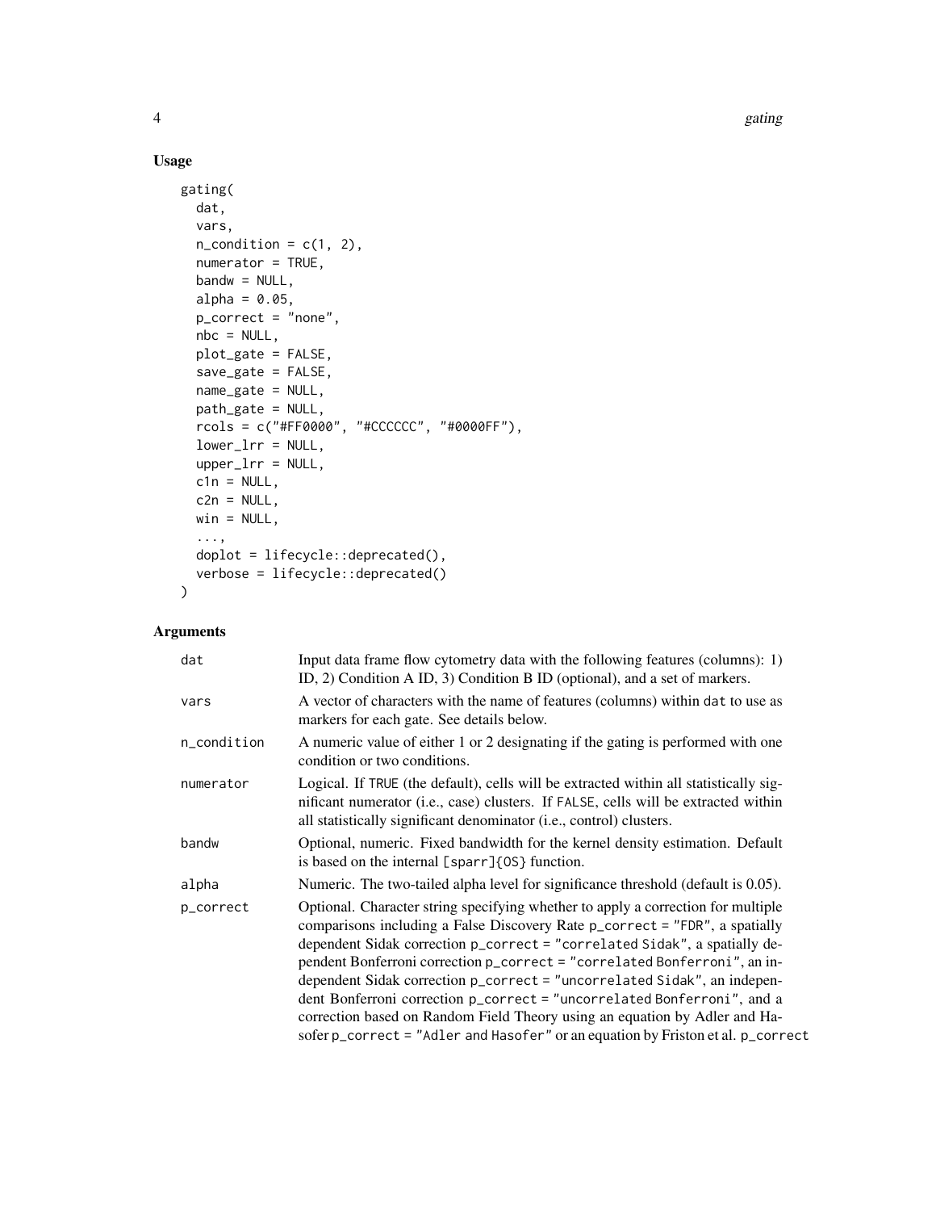## Usage

```
gating(
  dat,
  vars,
  n_condition = c(1, 2),
  numerator = TRUE,
  bandw = NULL,
  alpha = 0.05,
  p_correct = "none",
  nbc = NULL,
  plot_gate = FALSE,
  save_gate = FALSE,
  name_gate = NULL,
  path_gate = NULL,
  rcols = c("#FF0000", "#CCCCCC", "#0000FF"),
  lower_lrr = NULL,
  upper_lrr = NULL,
  c1n = NULL,
  c2n = NULL,
  win = NULL,
  ...,
  doplot = lifecycle::deprecated(),
  verbose = lifecycle::deprecated()
)
```

## Arguments

| | |
|---|---|
| `dat` | Input data frame flow cytometry data with the following features (columns): 1) ID, 2) Condition A ID, 3) Condition B ID (optional), and a set of markers. |
| `vars` | A vector of characters with the name of features (columns) within `dat` to use as markers for each gate. See details below. |
| `n_condition` | A numeric value of either 1 or 2 designating if the gating is performed with one condition or two conditions. |
| `numerator` | Logical. If `TRUE` (the default), cells will be extracted within all statistically significant numerator (i.e., case) clusters. If `FALSE`, cells will be extracted within all statistically significant denominator (i.e., control) clusters. |
| `bandw` | Optional, numeric. Fixed bandwidth for the kernel density estimation. Default is based on the internal `[sparr]{OS}` function. |
| `alpha` | Numeric. The two-tailed alpha level for significance threshold (default is 0.05). |
| `p_correct` | Optional. Character string specifying whether to apply a correction for multiple comparisons including a False Discovery Rate `p_correct = "FDR"`, a spatially dependent Sidak correction `p_correct = "correlated Sidak"`, a spatially dependent Bonferroni correction `p_correct = "correlated Bonferroni"`, an independent Sidak correction `p_correct = "uncorrelated Sidak"`, an independent Bonferroni correction `p_correct = "uncorrelated Bonferroni"`, and a correction based on Random Field Theory using an equation by Adler and Hasofer `p_correct = "Adler and Hasofer"` or an equation by Friston et al. `p_correct` |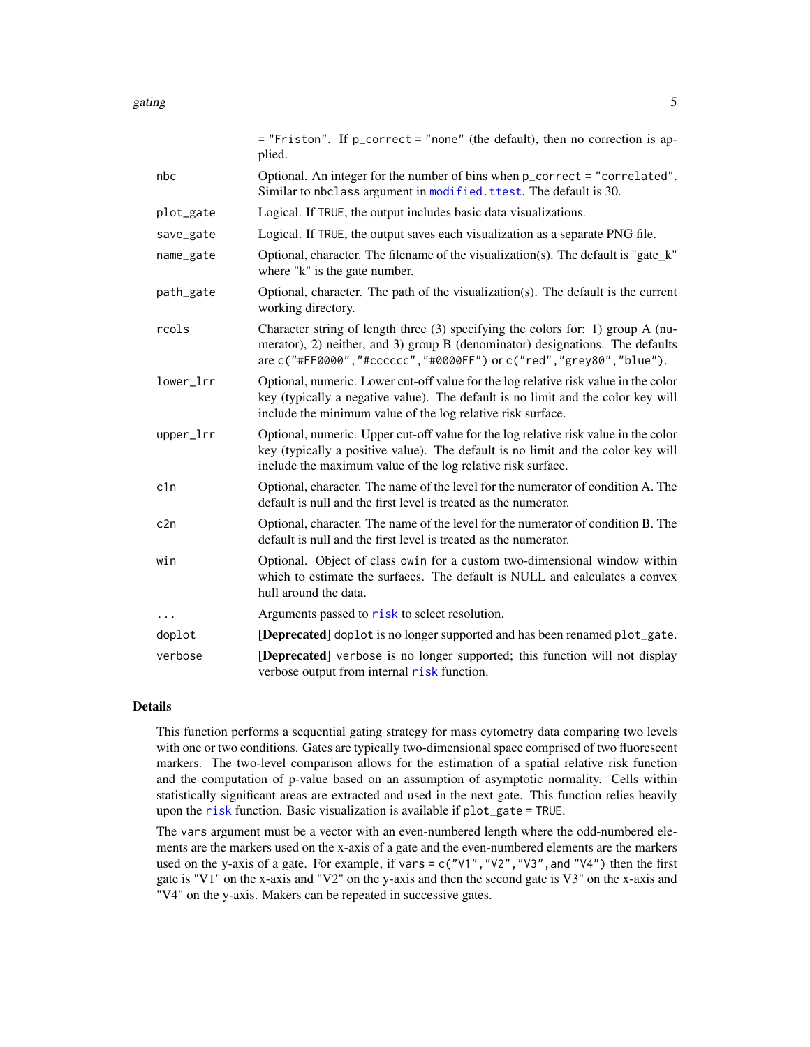| | |
|---|---|
| | = "Friston". If p_correct = "none" (the default), then no correction is applied. |
| nbc | Optional. An integer for the number of bins when p_correct = "correlated". Similar to nbclass argument in modified.ttest. The default is 30. |
| plot_gate | Logical. If TRUE, the output includes basic data visualizations. |
| save_gate | Logical. If TRUE, the output saves each visualization as a separate PNG file. |
| name_gate | Optional, character. The filename of the visualization(s). The default is "gate_k" where "k" is the gate number. |
| path_gate | Optional, character. The path of the visualization(s). The default is the current working directory. |
| rcols | Character string of length three (3) specifying the colors for: 1) group A (numerator), 2) neither, and 3) group B (denominator) designations. The defaults are c("#FF0000","#cccccc","#0000FF") or c("red","grey80","blue"). |
| lower_lrr | Optional, numeric. Lower cut-off value for the log relative risk value in the color key (typically a negative value). The default is no limit and the color key will include the minimum value of the log relative risk surface. |
| upper_lrr | Optional, numeric. Upper cut-off value for the log relative risk value in the color key (typically a positive value). The default is no limit and the color key will include the maximum value of the log relative risk surface. |
| c1n | Optional, character. The name of the level for the numerator of condition A. The default is null and the first level is treated as the numerator. |
| c2n | Optional, character. The name of the level for the numerator of condition B. The default is null and the first level is treated as the numerator. |
| win | Optional. Object of class owin for a custom two-dimensional window within which to estimate the surfaces. The default is NULL and calculates a convex hull around the data. |
| ... | Arguments passed to risk to select resolution. |
| doplot | **[Deprecated]** doplot is no longer supported and has been renamed plot_gate. |
| verbose | **[Deprecated]** verbose is no longer supported; this function will not display verbose output from internal risk function. |

## Details

This function performs a sequential gating strategy for mass cytometry data comparing two levels with one or two conditions. Gates are typically two-dimensional space comprised of two fluorescent markers. The two-level comparison allows for the estimation of a spatial relative risk function and the computation of p-value based on an assumption of asymptotic normality. Cells within statistically significant areas are extracted and used in the next gate. This function relies heavily upon the risk function. Basic visualization is available if plot_gate = TRUE.

The vars argument must be a vector with an even-numbered length where the odd-numbered elements are the markers used on the x-axis of a gate and the even-numbered elements are the markers used on the y-axis of a gate. For example, if vars = c("V1","V2","V3",and "V4") then the first gate is "V1" on the x-axis and "V2" on the y-axis and then the second gate is V3" on the x-axis and "V4" on the y-axis. Makers can be repeated in successive gates.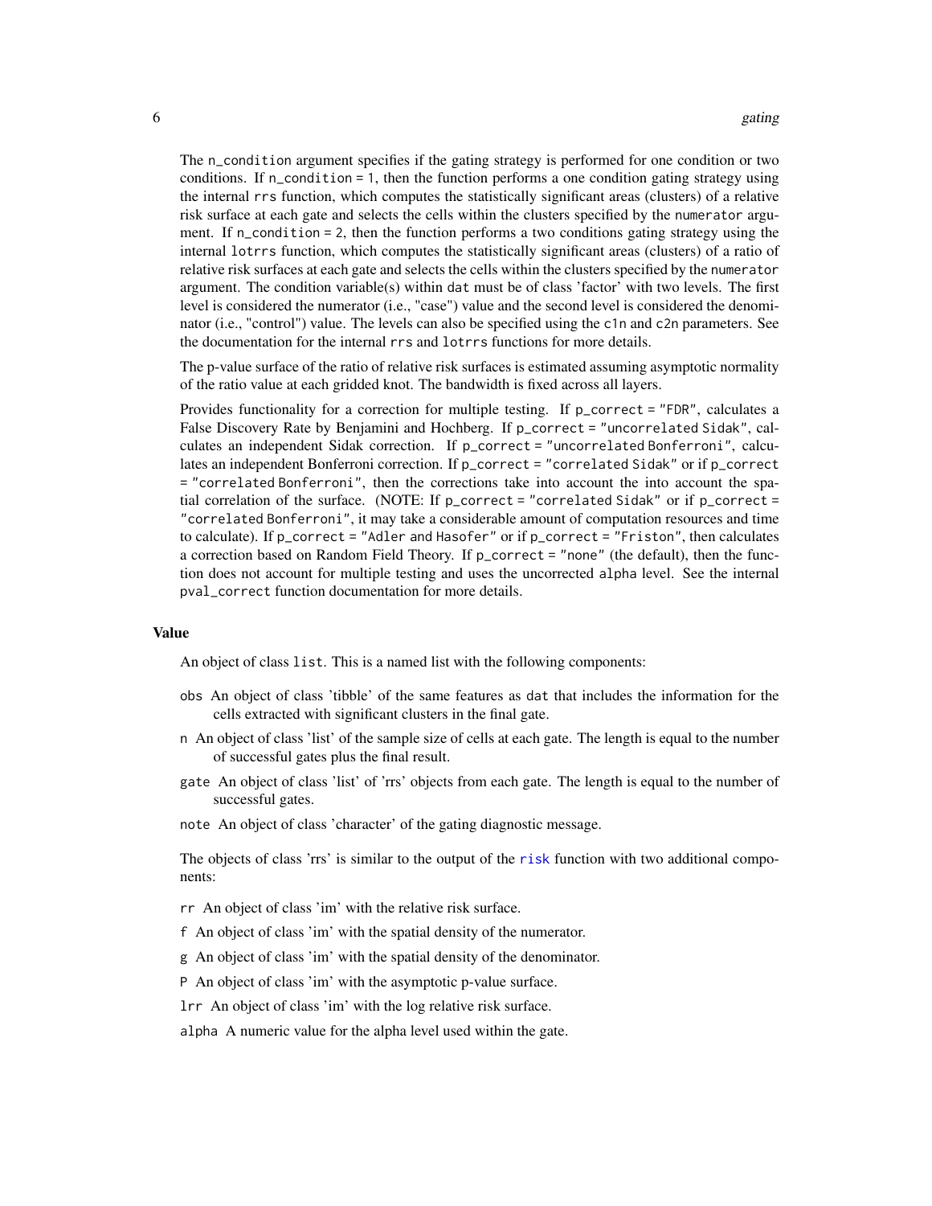The `n_condition` argument specifies if the gating strategy is performed for one condition or two conditions. If `n_condition = 1`, then the function performs a one condition gating strategy using the internal `rrs` function, which computes the statistically significant areas (clusters) of a relative risk surface at each gate and selects the cells within the clusters specified by the `numerator` argument. If `n_condition = 2`, then the function performs a two conditions gating strategy using the internal `lotrrs` function, which computes the statistically significant areas (clusters) of a ratio of relative risk surfaces at each gate and selects the cells within the clusters specified by the `numerator` argument. The condition variable(s) within `dat` must be of class 'factor' with two levels. The first level is considered the numerator (i.e., "case") value and the second level is considered the denominator (i.e., "control") value. The levels can also be specified using the `c1n` and `c2n` parameters. See the documentation for the internal `rrs` and `lotrrs` functions for more details.

The p-value surface of the ratio of relative risk surfaces is estimated assuming asymptotic normality of the ratio value at each gridded knot. The bandwidth is fixed across all layers.

Provides functionality for a correction for multiple testing. If `p_correct = "FDR"`, calculates a False Discovery Rate by Benjamini and Hochberg. If `p_correct = "uncorrelated Sidak"`, calculates an independent Sidak correction. If `p_correct = "uncorrelated Bonferroni"`, calculates an independent Bonferroni correction. If `p_correct = "correlated Sidak"` or if `p_correct = "correlated Bonferroni"`, then the corrections take into account the into account the spatial correlation of the surface. (NOTE: If `p_correct = "correlated Sidak"` or if `p_correct = "correlated Bonferroni"`, it may take a considerable amount of computation resources and time to calculate). If `p_correct = "Adler and Hasofer"` or if `p_correct = "Friston"`, then calculates a correction based on Random Field Theory. If `p_correct = "none"` (the default), then the function does not account for multiple testing and uses the uncorrected `alpha` level. See the internal `pval_correct` function documentation for more details.

## Value

An object of class `list`. This is a named list with the following components:

- `obs` An object of class 'tibble' of the same features as `dat` that includes the information for the cells extracted with significant clusters in the final gate.
- `n` An object of class 'list' of the sample size of cells at each gate. The length is equal to the number of successful gates plus the final result.
- `gate` An object of class 'list' of 'rrs' objects from each gate. The length is equal to the number of successful gates.
- `note` An object of class 'character' of the gating diagnostic message.

The objects of class 'rrs' is similar to the output of the `risk` function with two additional components:

- `rr` An object of class 'im' with the relative risk surface.
- `f` An object of class 'im' with the spatial density of the numerator.
- `g` An object of class 'im' with the spatial density of the denominator.
- `P` An object of class 'im' with the asymptotic p-value surface.
- `lrr` An object of class 'im' with the log relative risk surface.
- `alpha` A numeric value for the alpha level used within the gate.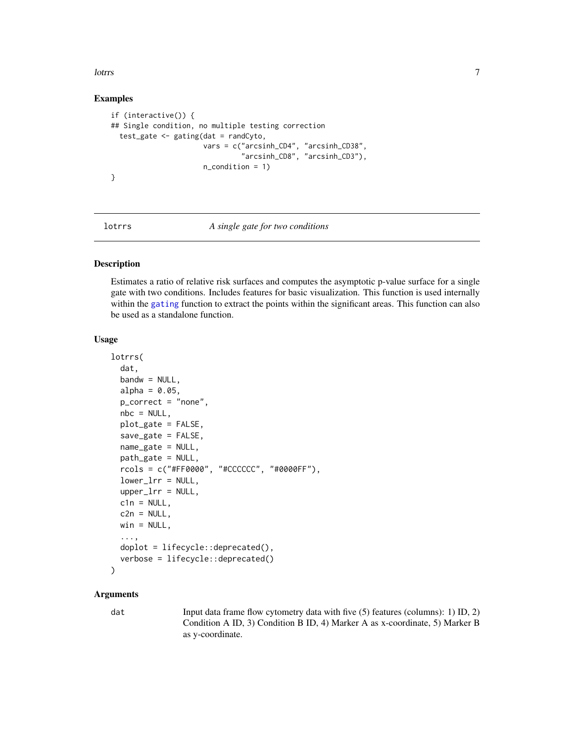### Examples

```
if (interactive()) {
## Single condition, no multiple testing correction
  test_gate <- gating(dat = randCyto,
                      vars = c("arcsinh_CD4", "arcsinh_CD38",
                               "arcsinh_CD8", "arcsinh_CD3"),
                      n_condition = 1)
}
```

---

## lotrrs — *A single gate for two conditions*

---

### Description

Estimates a ratio of relative risk surfaces and computes the asymptotic p-value surface for a single gate with two conditions. Includes features for basic visualization. This function is used internally within the gating function to extract the points within the significant areas. This function can also be used as a standalone function.

### Usage

```
lotrrs(
  dat,
  bandw = NULL,
  alpha = 0.05,
  p_correct = "none",
  nbc = NULL,
  plot_gate = FALSE,
  save_gate = FALSE,
  name_gate = NULL,
  path_gate = NULL,
  rcols = c("#FF0000", "#CCCCCC", "#0000FF"),
  lower_lrr = NULL,
  upper_lrr = NULL,
  c1n = NULL,
  c2n = NULL,
  win = NULL,
  ...,
  doplot = lifecycle::deprecated(),
  verbose = lifecycle::deprecated()
)
```

### Arguments

| | |
|---|---|
| dat | Input data frame flow cytometry data with five (5) features (columns): 1) ID, 2) Condition A ID, 3) Condition B ID, 4) Marker A as x-coordinate, 5) Marker B as y-coordinate. |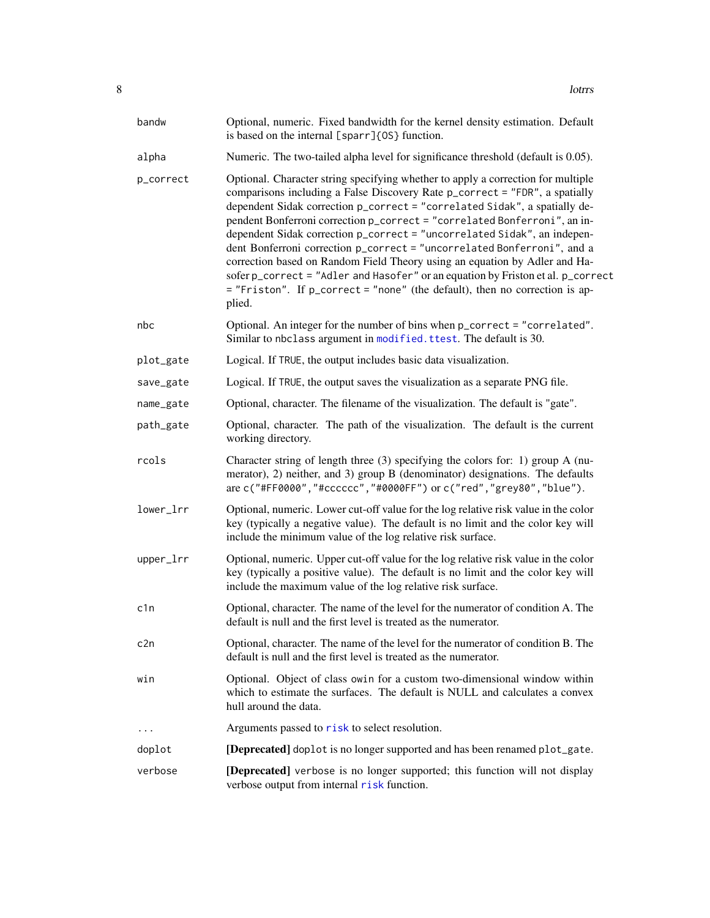| | |
|---|---|
| `bandw` | Optional, numeric. Fixed bandwidth for the kernel density estimation. Default is based on the internal `[sparr]{OS}` function. |
| `alpha` | Numeric. The two-tailed alpha level for significance threshold (default is 0.05). |
| `p_correct` | Optional. Character string specifying whether to apply a correction for multiple comparisons including a False Discovery Rate `p_correct = "FDR"`, a spatially dependent Sidak correction `p_correct = "correlated Sidak"`, a spatially dependent Bonferroni correction `p_correct = "correlated Bonferroni"`, an independent Sidak correction `p_correct = "uncorrelated Sidak"`, an independent Bonferroni correction `p_correct = "uncorrelated Bonferroni"`, and a correction based on Random Field Theory using an equation by Adler and Hasofer `p_correct = "Adler and Hasofer"` or an equation by Friston et al. `p_correct = "Friston"`. If `p_correct = "none"` (the default), then no correction is applied. |
| `nbc` | Optional. An integer for the number of bins when `p_correct = "correlated"`. Similar to `nbclass` argument in `modified.ttest`. The default is 30. |
| `plot_gate` | Logical. If `TRUE`, the output includes basic data visualization. |
| `save_gate` | Logical. If `TRUE`, the output saves the visualization as a separate PNG file. |
| `name_gate` | Optional, character. The filename of the visualization. The default is "gate". |
| `path_gate` | Optional, character. The path of the visualization. The default is the current working directory. |
| `rcols` | Character string of length three (3) specifying the colors for: 1) group A (numerator), 2) neither, and 3) group B (denominator) designations. The defaults are `c("#FF0000","#cccccc","#0000FF")` or `c("red","grey80","blue")`. |
| `lower_lrr` | Optional, numeric. Lower cut-off value for the log relative risk value in the color key (typically a negative value). The default is no limit and the color key will include the minimum value of the log relative risk surface. |
| `upper_lrr` | Optional, numeric. Upper cut-off value for the log relative risk value in the color key (typically a positive value). The default is no limit and the color key will include the maximum value of the log relative risk surface. |
| `c1n` | Optional, character. The name of the level for the numerator of condition A. The default is null and the first level is treated as the numerator. |
| `c2n` | Optional, character. The name of the level for the numerator of condition B. The default is null and the first level is treated as the numerator. |
| `win` | Optional. Object of class `owin` for a custom two-dimensional window within which to estimate the surfaces. The default is NULL and calculates a convex hull around the data. |
| `...` | Arguments passed to `risk` to select resolution. |
| `doplot` | **[Deprecated]** `doplot` is no longer supported and has been renamed `plot_gate`. |
| `verbose` | **[Deprecated]** `verbose` is no longer supported; this function will not display verbose output from internal `risk` function. |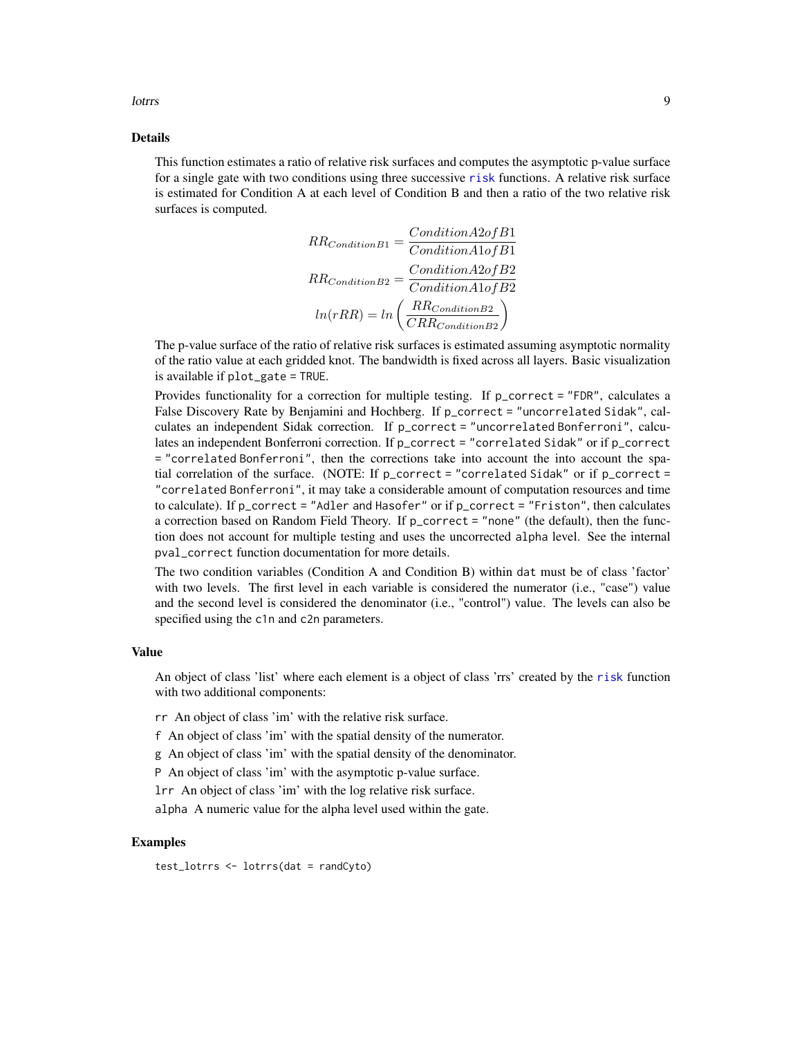### Details

This function estimates a ratio of relative risk surfaces and computes the asymptotic p-value surface for a single gate with two conditions using three successive `risk` functions. A relative risk surface is estimated for Condition A at each level of Condition B and then a ratio of the two relative risk surfaces is computed.

$$RR_{ConditionB1} = \frac{ConditionA2ofB1}{ConditionA1ofB1}$$

$$RR_{ConditionB2} = \frac{ConditionA2ofB2}{ConditionA1ofB2}$$

$$ln(rRR) = ln\left(\frac{RR_{ConditionB2}}{CRR_{ConditionB2}}\right)$$

The p-value surface of the ratio of relative risk surfaces is estimated assuming asymptotic normality of the ratio value at each gridded knot. The bandwidth is fixed across all layers. Basic visualization is available if `plot_gate = TRUE`.

Provides functionality for a correction for multiple testing. If `p_correct = "FDR"`, calculates a False Discovery Rate by Benjamini and Hochberg. If `p_correct = "uncorrelated Sidak"`, calculates an independent Sidak correction. If `p_correct = "uncorrelated Bonferroni"`, calculates an independent Bonferroni correction. If `p_correct = "correlated Sidak"` or if `p_correct = "correlated Bonferroni"`, then the corrections take into account the into account the spatial correlation of the surface. (NOTE: If `p_correct = "correlated Sidak"` or if `p_correct = "correlated Bonferroni"`, it may take a considerable amount of computation resources and time to calculate). If `p_correct = "Adler and Hasofer"` or if `p_correct = "Friston"`, then calculates a correction based on Random Field Theory. If `p_correct = "none"` (the default), then the function does not account for multiple testing and uses the uncorrected `alpha` level. See the internal `pval_correct` function documentation for more details.

The two condition variables (Condition A and Condition B) within `dat` must be of class 'factor' with two levels. The first level in each variable is considered the numerator (i.e., "case") value and the second level is considered the denominator (i.e., "control") value. The levels can also be specified using the `c1n` and `c2n` parameters.

### Value

An object of class 'list' where each element is a object of class 'rrs' created by the `risk` function with two additional components:

- `rr` An object of class 'im' with the relative risk surface.
- `f` An object of class 'im' with the spatial density of the numerator.
- `g` An object of class 'im' with the spatial density of the denominator.
- `P` An object of class 'im' with the asymptotic p-value surface.
- `lrr` An object of class 'im' with the log relative risk surface.
- `alpha` A numeric value for the alpha level used within the gate.

### Examples

```
test_lotrrs <- lotrrs(dat = randCyto)
```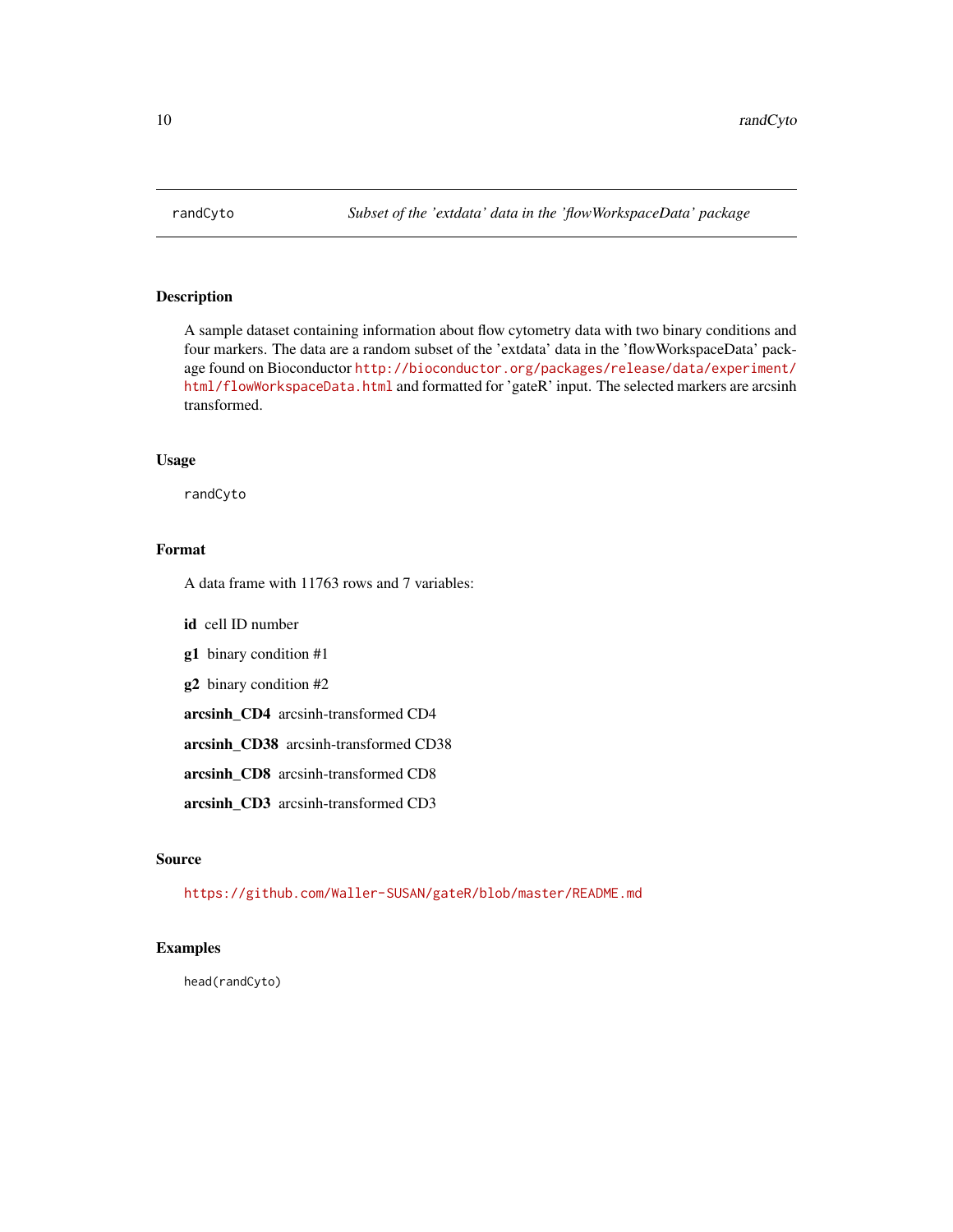randCyto *Subset of the 'extdata' data in the 'flowWorkspaceData' package*

## Description

A sample dataset containing information about flow cytometry data with two binary conditions and four markers. The data are a random subset of the 'extdata' data in the 'flowWorkspaceData' package found on Bioconductor http://bioconductor.org/packages/release/data/experiment/html/flowWorkspaceData.html and formatted for 'gateR' input. The selected markers are arcsinh transformed.

## Usage

```
randCyto
```

## Format

A data frame with 11763 rows and 7 variables:

**id** cell ID number

**g1** binary condition #1

**g2** binary condition #2

**arcsinh_CD4** arcsinh-transformed CD4

**arcsinh_CD38** arcsinh-transformed CD38

**arcsinh_CD8** arcsinh-transformed CD8

**arcsinh_CD3** arcsinh-transformed CD3

## Source

https://github.com/Waller-SUSAN/gateR/blob/master/README.md

## Examples

```
head(randCyto)
```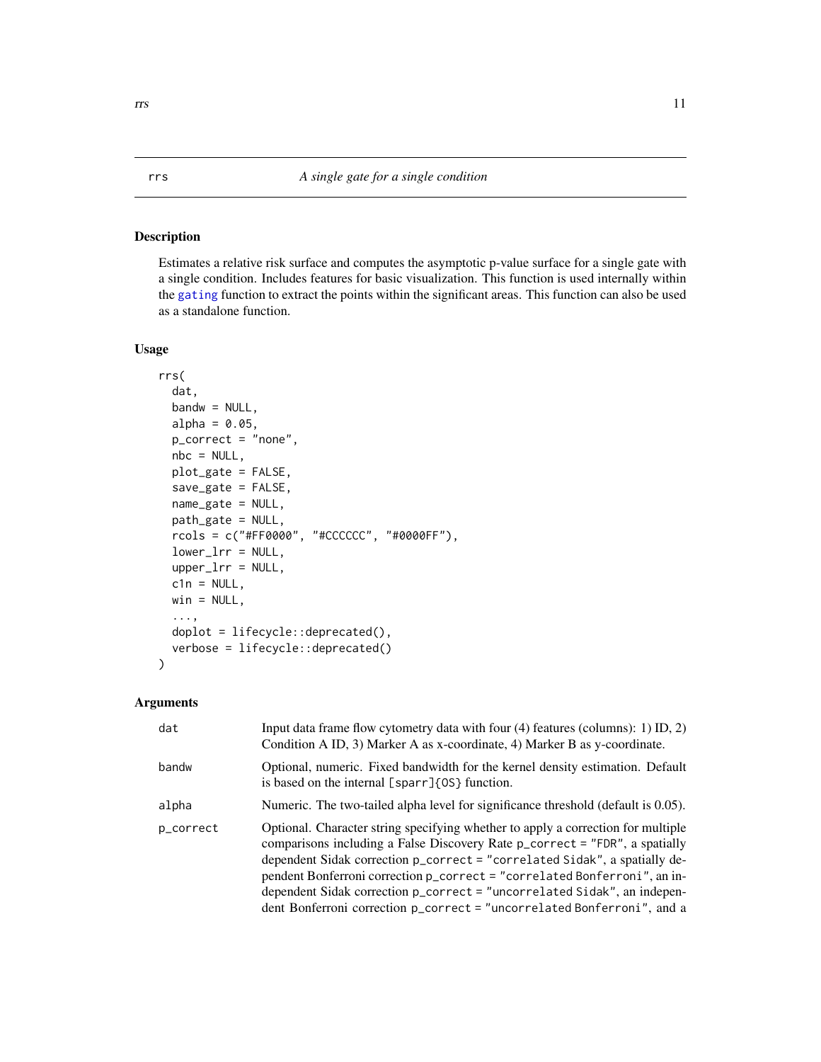## rrs — *A single gate for a single condition*

### Description

Estimates a relative risk surface and computes the asymptotic p-value surface for a single gate with a single condition. Includes features for basic visualization. This function is used internally within the `gating` function to extract the points within the significant areas. This function can also be used as a standalone function.

### Usage

```
rrs(
  dat,
  bandw = NULL,
  alpha = 0.05,
  p_correct = "none",
  nbc = NULL,
  plot_gate = FALSE,
  save_gate = FALSE,
  name_gate = NULL,
  path_gate = NULL,
  rcols = c("#FF0000", "#CCCCCC", "#0000FF"),
  lower_lrr = NULL,
  upper_lrr = NULL,
  c1n = NULL,
  win = NULL,
  ...,
  doplot = lifecycle::deprecated(),
  verbose = lifecycle::deprecated()
)
```

### Arguments

| | |
|---|---|
| `dat` | Input data frame flow cytometry data with four (4) features (columns): 1) ID, 2) Condition A ID, 3) Marker A as x-coordinate, 4) Marker B as y-coordinate. |
| `bandw` | Optional, numeric. Fixed bandwidth for the kernel density estimation. Default is based on the internal `[sparr]{OS}` function. |
| `alpha` | Numeric. The two-tailed alpha level for significance threshold (default is 0.05). |
| `p_correct` | Optional. Character string specifying whether to apply a correction for multiple comparisons including a False Discovery Rate `p_correct = "FDR"`, a spatially dependent Sidak correction `p_correct = "correlated Sidak"`, a spatially dependent Bonferroni correction `p_correct = "correlated Bonferroni"`, an independent Sidak correction `p_correct = "uncorrelated Sidak"`, an independent Bonferroni correction `p_correct = "uncorrelated Bonferroni"`, and a |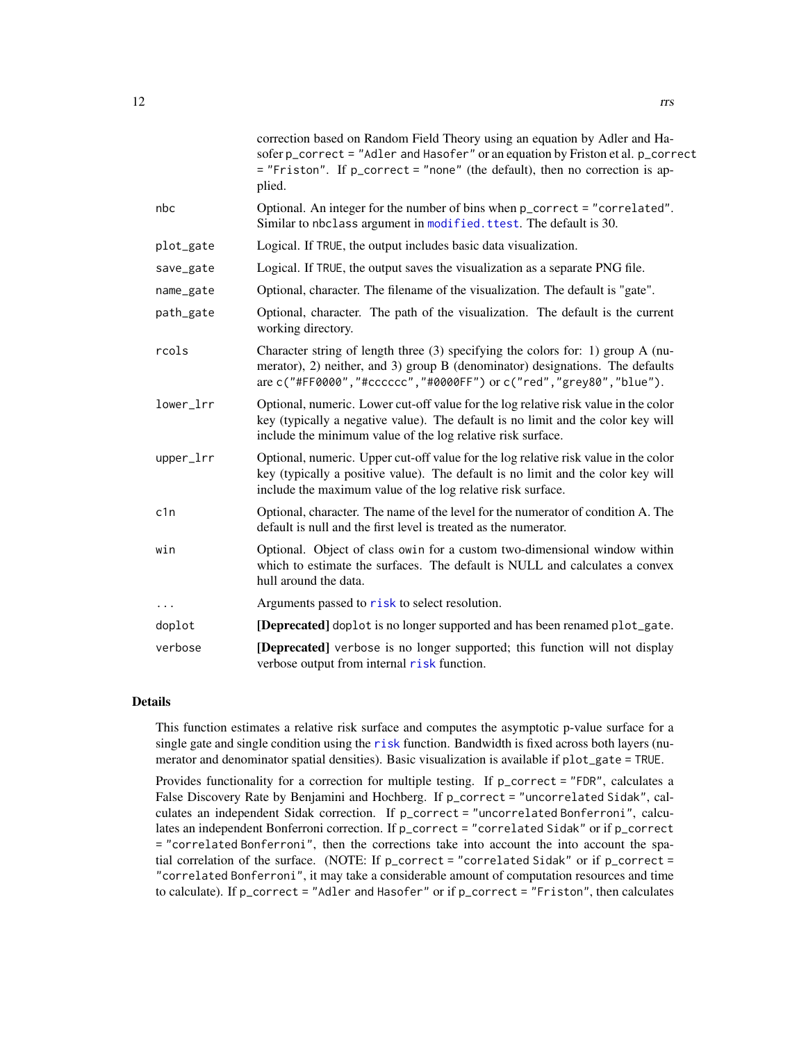correction based on Random Field Theory using an equation by Adler and Hasofer `p_correct = "Adler and Hasofer"` or an equation by Friston et al. `p_correct = "Friston"`. If `p_correct = "none"` (the default), then no correction is applied.

| Argument | Description |
|---|---|
| `nbc` | Optional. An integer for the number of bins when `p_correct = "correlated"`. Similar to `nbclass` argument in `modified.ttest`. The default is 30. |
| `plot_gate` | Logical. If `TRUE`, the output includes basic data visualization. |
| `save_gate` | Logical. If `TRUE`, the output saves the visualization as a separate PNG file. |
| `name_gate` | Optional, character. The filename of the visualization. The default is "gate". |
| `path_gate` | Optional, character. The path of the visualization. The default is the current working directory. |
| `rcols` | Character string of length three (3) specifying the colors for: 1) group A (numerator), 2) neither, and 3) group B (denominator) designations. The defaults are `c("#FF0000","#cccccc","#0000FF")` or `c("red","grey80","blue")`. |
| `lower_lrr` | Optional, numeric. Lower cut-off value for the log relative risk value in the color key (typically a negative value). The default is no limit and the color key will include the minimum value of the log relative risk surface. |
| `upper_lrr` | Optional, numeric. Upper cut-off value for the log relative risk value in the color key (typically a positive value). The default is no limit and the color key will include the maximum value of the log relative risk surface. |
| `c1n` | Optional, character. The name of the level for the numerator of condition A. The default is null and the first level is treated as the numerator. |
| `win` | Optional. Object of class `owin` for a custom two-dimensional window within which to estimate the surfaces. The default is NULL and calculates a convex hull around the data. |
| `...` | Arguments passed to `risk` to select resolution. |
| `doplot` | **[Deprecated]** `doplot` is no longer supported and has been renamed `plot_gate`. |
| `verbose` | **[Deprecated]** `verbose` is no longer supported; this function will not display verbose output from internal `risk` function. |

## Details

This function estimates a relative risk surface and computes the asymptotic p-value surface for a single gate and single condition using the `risk` function. Bandwidth is fixed across both layers (numerator and denominator spatial densities). Basic visualization is available if `plot_gate = TRUE`.

Provides functionality for a correction for multiple testing. If `p_correct = "FDR"`, calculates a False Discovery Rate by Benjamini and Hochberg. If `p_correct = "uncorrelated Sidak"`, calculates an independent Sidak correction. If `p_correct = "uncorrelated Bonferroni"`, calculates an independent Bonferroni correction. If `p_correct = "correlated Sidak"` or if `p_correct = "correlated Bonferroni"`, then the corrections take into account the into account the spatial correlation of the surface. (NOTE: If `p_correct = "correlated Sidak"` or if `p_correct = "correlated Bonferroni"`, it may take a considerable amount of computation resources and time to calculate). If `p_correct = "Adler and Hasofer"` or if `p_correct = "Friston"`, then calculates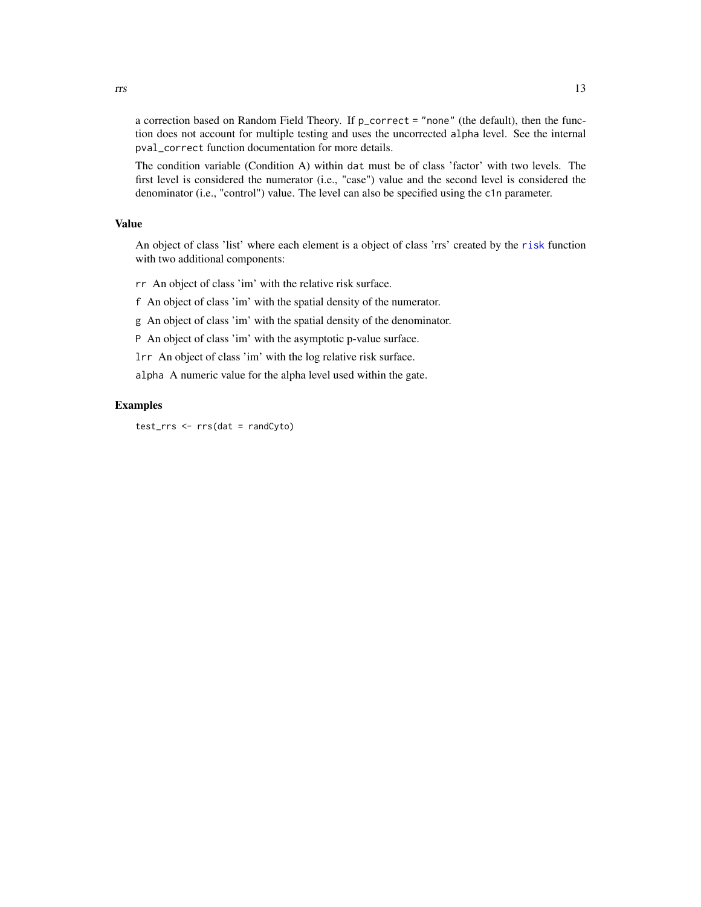a correction based on Random Field Theory. If `p_correct = "none"` (the default), then the function does not account for multiple testing and uses the uncorrected `alpha` level. See the internal `pval_correct` function documentation for more details.

The condition variable (Condition A) within `dat` must be of class 'factor' with two levels. The first level is considered the numerator (i.e., "case") value and the second level is considered the denominator (i.e., "control") value. The level can also be specified using the `c1n` parameter.

## Value

An object of class 'list' where each element is a object of class 'rrs' created by the risk function with two additional components:

`rr` An object of class 'im' with the relative risk surface.

`f` An object of class 'im' with the spatial density of the numerator.

`g` An object of class 'im' with the spatial density of the denominator.

`P` An object of class 'im' with the asymptotic p-value surface.

`lrr` An object of class 'im' with the log relative risk surface.

`alpha` A numeric value for the alpha level used within the gate.

## Examples

```
test_rrs <- rrs(dat = randCyto)
```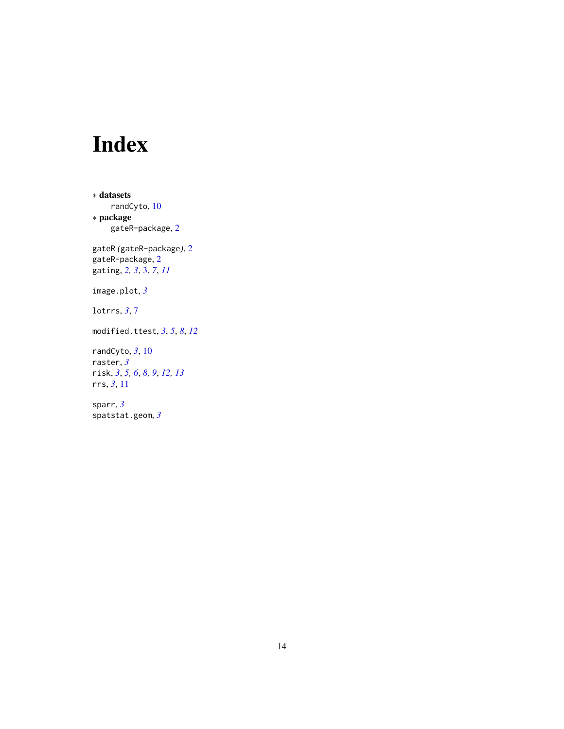# Index

∗ **datasets**
  randCyto, 10
∗ **package**
  gateR-package, 2

gateR (gateR-package), 2
gateR-package, 2
gating, *2, 3*, 3, *7*, *11*

image.plot, *3*

lotrrs, *3*, 7

modified.ttest, *3*, *5*, *8*, *12*

randCyto, *3*, 10
raster, *3*
risk, *3*, *5, 6*, *8, 9*, *12, 13*
rrs, *3*, 11

sparr, *3*
spatstat.geom, *3*